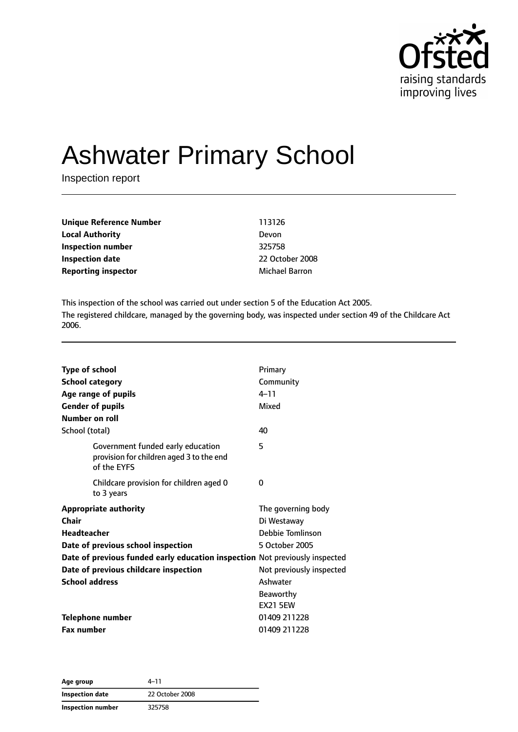# Ashwater Primary School

Inspection report

| | |
|---|---|
| **Unique Reference Number** | 113126 |
| **Local Authority** | Devon |
| **Inspection number** | 325758 |
| **Inspection date** | 22 October 2008 |
| **Reporting inspector** | Michael Barron |

This inspection of the school was carried out under section 5 of the Education Act 2005.

The registered childcare, managed by the governing body, was inspected under section 49 of the Childcare Act 2006.

| | |
|---|---|
| **Type of school** | Primary |
| **School category** | Community |
| **Age range of pupils** | 4–11 |
| **Gender of pupils** | Mixed |
| **Number on roll** | |
| School (total) | 40 |
| Government funded early education provision for children aged 3 to the end of the EYFS | 5 |
| Childcare provision for children aged 0 to 3 years | 0 |
| **Appropriate authority** | The governing body |
| **Chair** | Di Westaway |
| **Headteacher** | Debbie Tomlinson |
| **Date of previous school inspection** | 5 October 2005 |
| **Date of previous funded early education inspection** | Not previously inspected |
| **Date of previous childcare inspection** | Not previously inspected |
| **School address** | Ashwater<br>Beaworthy<br>EX21 5EW |
| **Telephone number** | 01409 211228 |
| **Fax number** | 01409 211228 |

| | |
|---|---|
| **Age group** | 4–11 |
| **Inspection date** | 22 October 2008 |
| **Inspection number** | 325758 |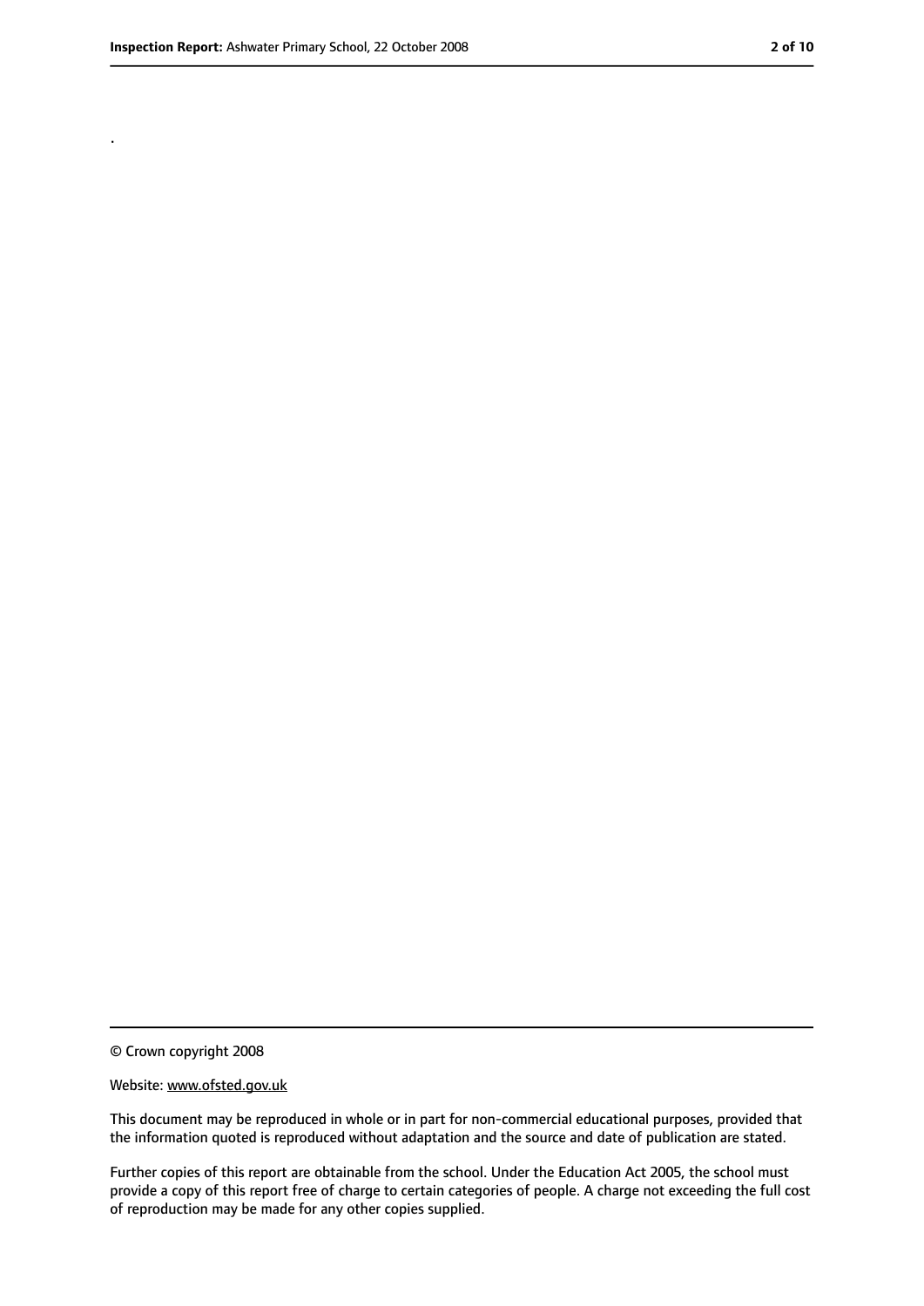.

© Crown copyright 2008

Website: www.ofsted.gov.uk

This document may be reproduced in whole or in part for non-commercial educational purposes, provided that the information quoted is reproduced without adaptation and the source and date of publication are stated.

Further copies of this report are obtainable from the school. Under the Education Act 2005, the school must provide a copy of this report free of charge to certain categories of people. A charge not exceeding the full cost of reproduction may be made for any other copies supplied.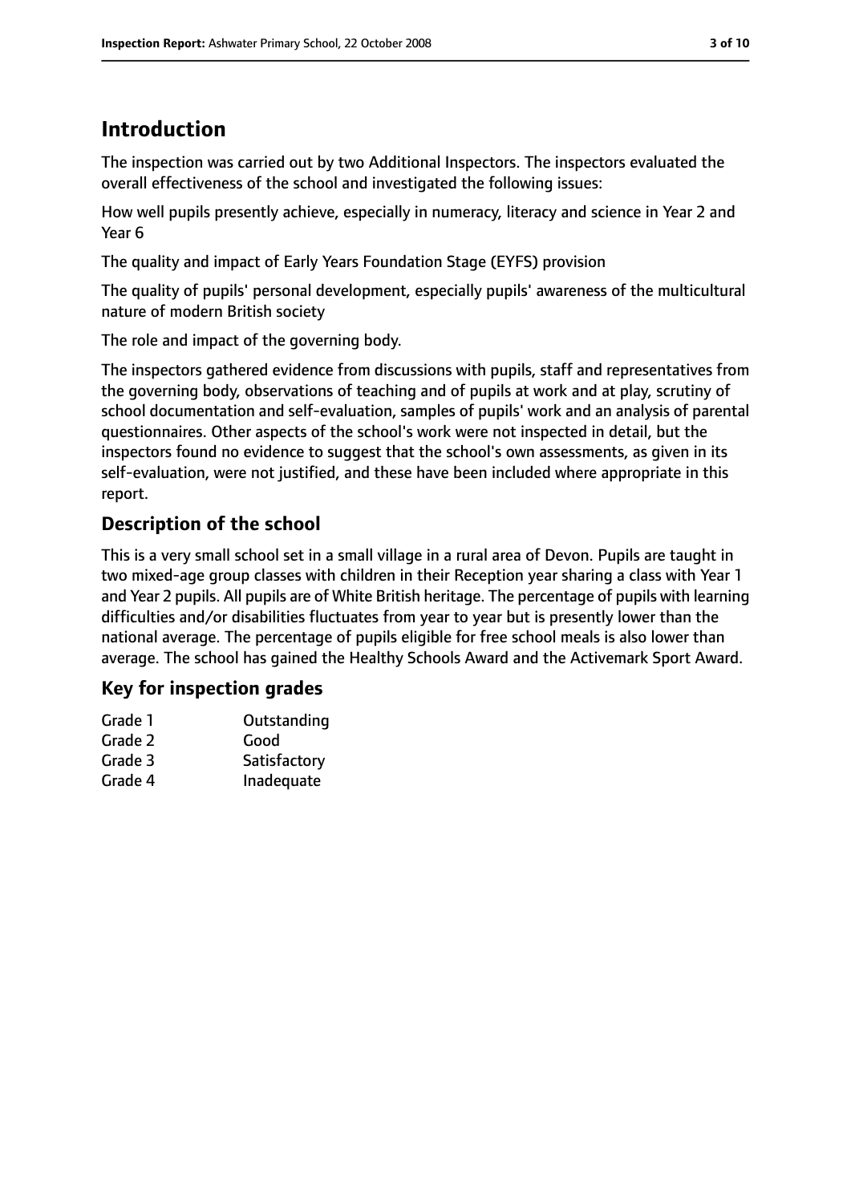# Introduction

The inspection was carried out by two Additional Inspectors. The inspectors evaluated the overall effectiveness of the school and investigated the following issues:

How well pupils presently achieve, especially in numeracy, literacy and science in Year 2 and Year 6

The quality and impact of Early Years Foundation Stage (EYFS) provision

The quality of pupils' personal development, especially pupils' awareness of the multicultural nature of modern British society

The role and impact of the governing body.

The inspectors gathered evidence from discussions with pupils, staff and representatives from the governing body, observations of teaching and of pupils at work and at play, scrutiny of school documentation and self-evaluation, samples of pupils' work and an analysis of parental questionnaires. Other aspects of the school's work were not inspected in detail, but the inspectors found no evidence to suggest that the school's own assessments, as given in its self-evaluation, were not justified, and these have been included where appropriate in this report.

## Description of the school

This is a very small school set in a small village in a rural area of Devon. Pupils are taught in two mixed-age group classes with children in their Reception year sharing a class with Year 1 and Year 2 pupils. All pupils are of White British heritage. The percentage of pupils with learning difficulties and/or disabilities fluctuates from year to year but is presently lower than the national average. The percentage of pupils eligible for free school meals is also lower than average. The school has gained the Healthy Schools Award and the Activemark Sport Award.

## Key for inspection grades

| | |
|---|---|
| Grade 1 | Outstanding |
| Grade 2 | Good |
| Grade 3 | Satisfactory |
| Grade 4 | Inadequate |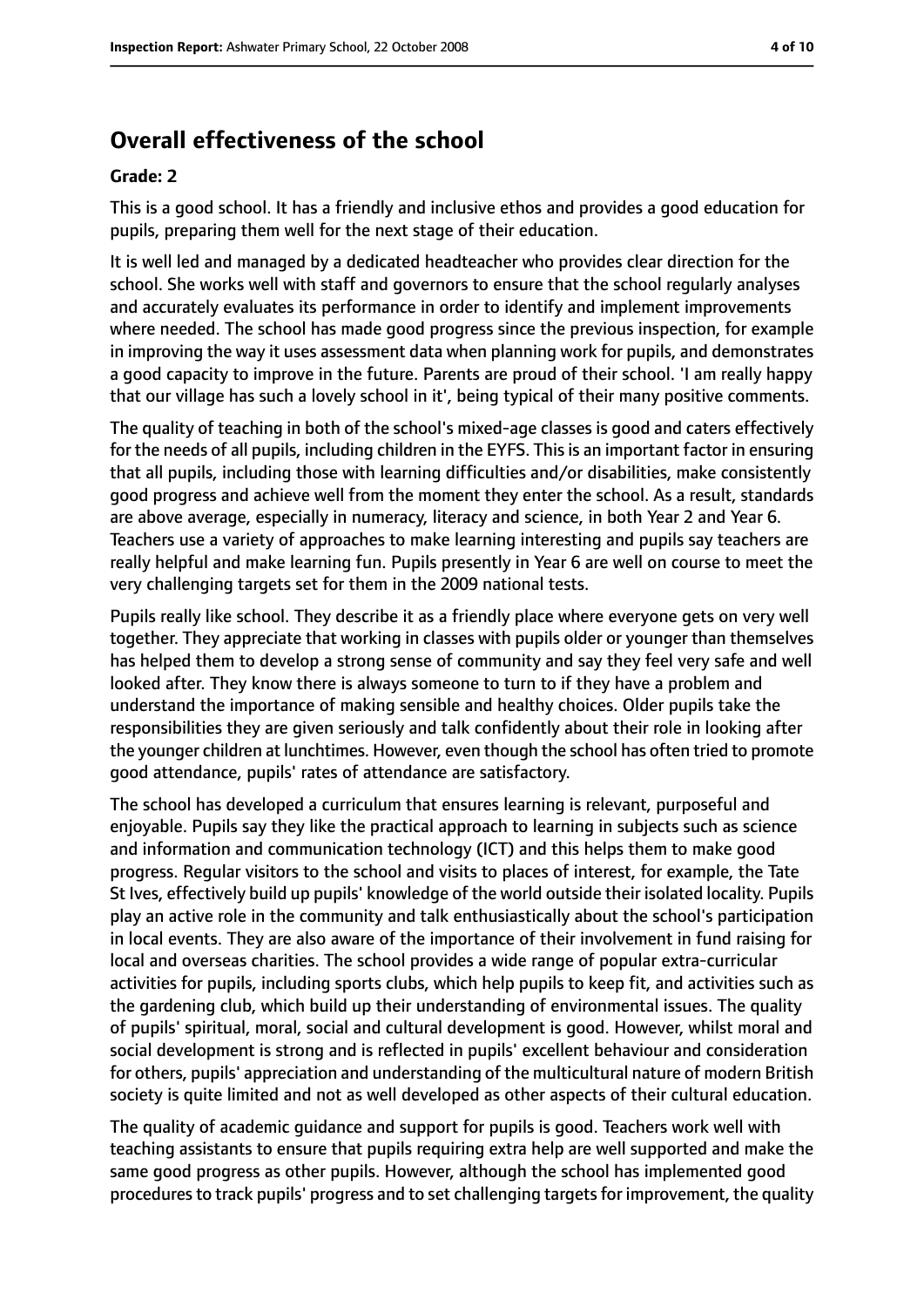## Overall effectiveness of the school

### Grade: 2

This is a good school. It has a friendly and inclusive ethos and provides a good education for pupils, preparing them well for the next stage of their education.

It is well led and managed by a dedicated headteacher who provides clear direction for the school. She works well with staff and governors to ensure that the school regularly analyses and accurately evaluates its performance in order to identify and implement improvements where needed. The school has made good progress since the previous inspection, for example in improving the way it uses assessment data when planning work for pupils, and demonstrates a good capacity to improve in the future. Parents are proud of their school. 'I am really happy that our village has such a lovely school in it', being typical of their many positive comments.

The quality of teaching in both of the school's mixed-age classes is good and caters effectively for the needs of all pupils, including children in the EYFS. This is an important factor in ensuring that all pupils, including those with learning difficulties and/or disabilities, make consistently good progress and achieve well from the moment they enter the school. As a result, standards are above average, especially in numeracy, literacy and science, in both Year 2 and Year 6. Teachers use a variety of approaches to make learning interesting and pupils say teachers are really helpful and make learning fun. Pupils presently in Year 6 are well on course to meet the very challenging targets set for them in the 2009 national tests.

Pupils really like school. They describe it as a friendly place where everyone gets on very well together. They appreciate that working in classes with pupils older or younger than themselves has helped them to develop a strong sense of community and say they feel very safe and well looked after. They know there is always someone to turn to if they have a problem and understand the importance of making sensible and healthy choices. Older pupils take the responsibilities they are given seriously and talk confidently about their role in looking after the younger children at lunchtimes. However, even though the school has often tried to promote good attendance, pupils' rates of attendance are satisfactory.

The school has developed a curriculum that ensures learning is relevant, purposeful and enjoyable. Pupils say they like the practical approach to learning in subjects such as science and information and communication technology (ICT) and this helps them to make good progress. Regular visitors to the school and visits to places of interest, for example, the Tate St Ives, effectively build up pupils' knowledge of the world outside their isolated locality. Pupils play an active role in the community and talk enthusiastically about the school's participation in local events. They are also aware of the importance of their involvement in fund raising for local and overseas charities. The school provides a wide range of popular extra-curricular activities for pupils, including sports clubs, which help pupils to keep fit, and activities such as the gardening club, which build up their understanding of environmental issues. The quality of pupils' spiritual, moral, social and cultural development is good. However, whilst moral and social development is strong and is reflected in pupils' excellent behaviour and consideration for others, pupils' appreciation and understanding of the multicultural nature of modern British society is quite limited and not as well developed as other aspects of their cultural education.

The quality of academic guidance and support for pupils is good. Teachers work well with teaching assistants to ensure that pupils requiring extra help are well supported and make the same good progress as other pupils. However, although the school has implemented good procedures to track pupils' progress and to set challenging targets for improvement, the quality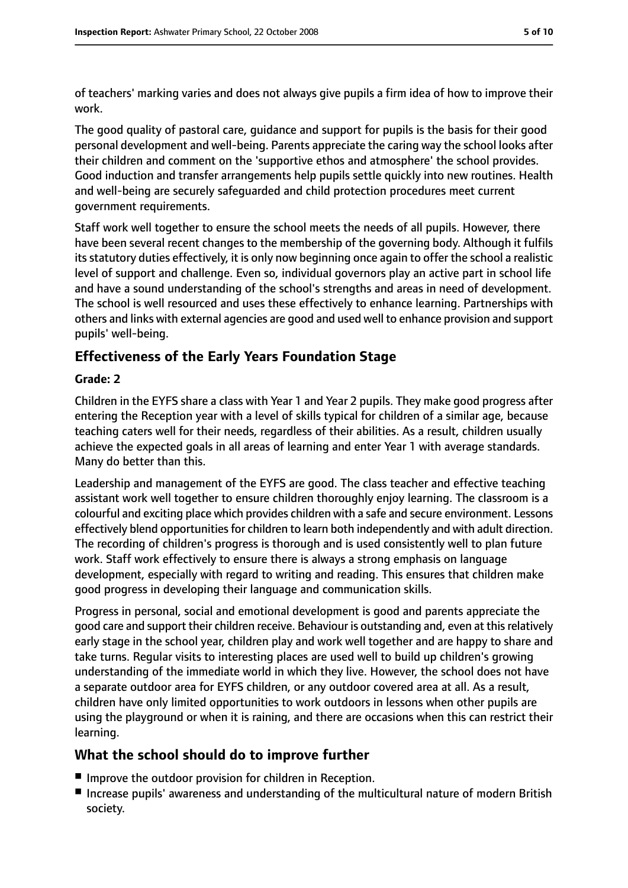of teachers' marking varies and does not always give pupils a firm idea of how to improve their work.

The good quality of pastoral care, guidance and support for pupils is the basis for their good personal development and well-being. Parents appreciate the caring way the school looks after their children and comment on the 'supportive ethos and atmosphere' the school provides. Good induction and transfer arrangements help pupils settle quickly into new routines. Health and well-being are securely safeguarded and child protection procedures meet current government requirements.

Staff work well together to ensure the school meets the needs of all pupils. However, there have been several recent changes to the membership of the governing body. Although it fulfils its statutory duties effectively, it is only now beginning once again to offer the school a realistic level of support and challenge. Even so, individual governors play an active part in school life and have a sound understanding of the school's strengths and areas in need of development. The school is well resourced and uses these effectively to enhance learning. Partnerships with others and links with external agencies are good and used well to enhance provision and support pupils' well-being.

## Effectiveness of the Early Years Foundation Stage

**Grade: 2**

Children in the EYFS share a class with Year 1 and Year 2 pupils. They make good progress after entering the Reception year with a level of skills typical for children of a similar age, because teaching caters well for their needs, regardless of their abilities. As a result, children usually achieve the expected goals in all areas of learning and enter Year 1 with average standards. Many do better than this.

Leadership and management of the EYFS are good. The class teacher and effective teaching assistant work well together to ensure children thoroughly enjoy learning. The classroom is a colourful and exciting place which provides children with a safe and secure environment. Lessons effectively blend opportunities for children to learn both independently and with adult direction. The recording of children's progress is thorough and is used consistently well to plan future work. Staff work effectively to ensure there is always a strong emphasis on language development, especially with regard to writing and reading. This ensures that children make good progress in developing their language and communication skills.

Progress in personal, social and emotional development is good and parents appreciate the good care and support their children receive. Behaviour is outstanding and, even at this relatively early stage in the school year, children play and work well together and are happy to share and take turns. Regular visits to interesting places are used well to build up children's growing understanding of the immediate world in which they live. However, the school does not have a separate outdoor area for EYFS children, or any outdoor covered area at all. As a result, children have only limited opportunities to work outdoors in lessons when other pupils are using the playground or when it is raining, and there are occasions when this can restrict their learning.

## What the school should do to improve further

- Improve the outdoor provision for children in Reception.
- Increase pupils' awareness and understanding of the multicultural nature of modern British society.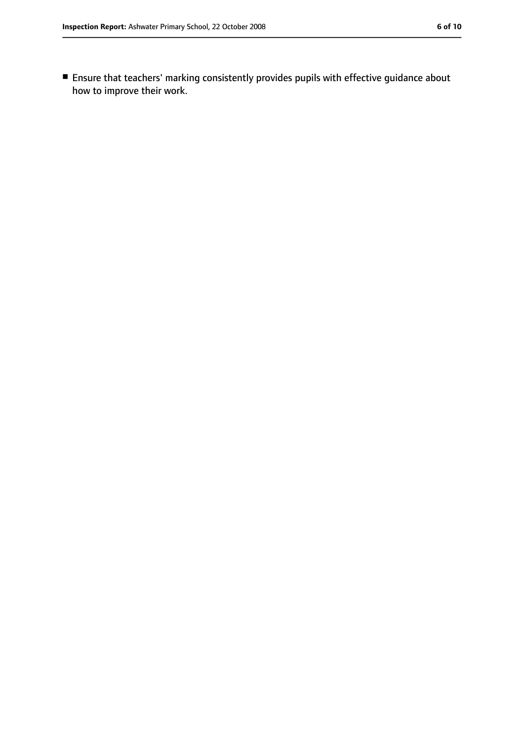- Ensure that teachers' marking consistently provides pupils with effective guidance about how to improve their work.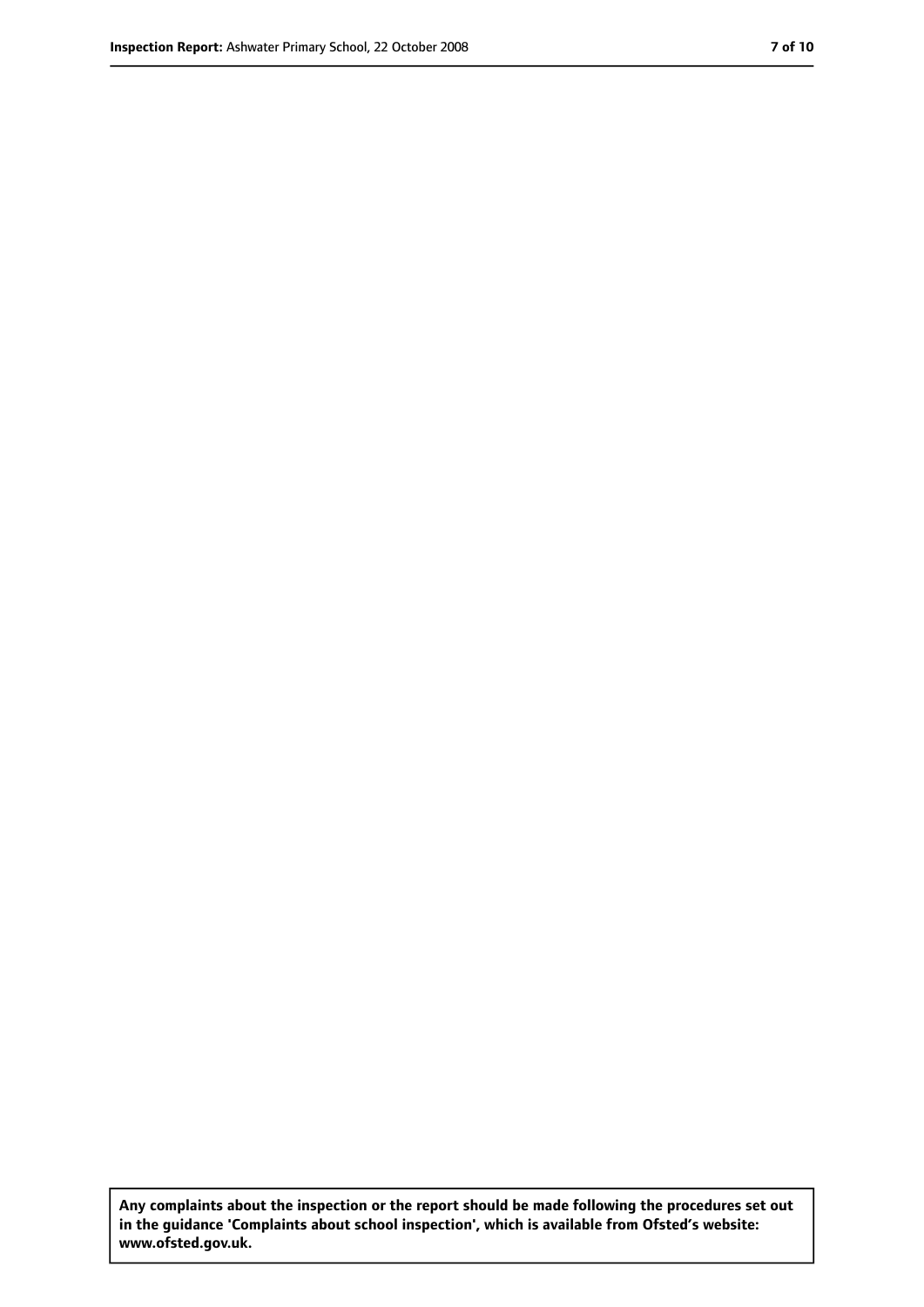**Any complaints about the inspection or the report should be made following the procedures set out in the guidance 'Complaints about school inspection', which is available from Ofsted's website: www.ofsted.gov.uk.**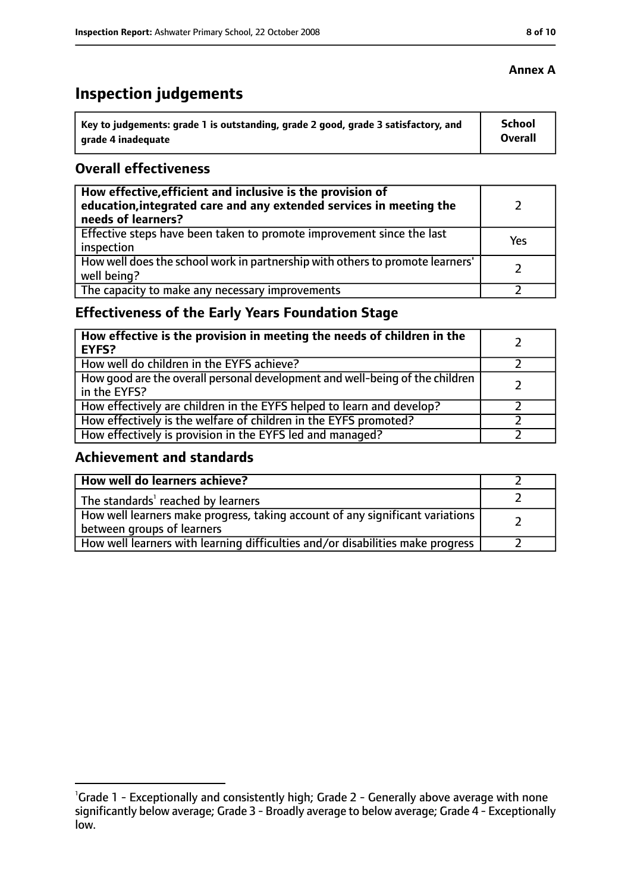**Annex A**

# Inspection judgements

| Key to judgements: grade 1 is outstanding, grade 2 good, grade 3 satisfactory, and grade 4 inadequate | School Overall |
|---|---|

## Overall effectiveness

| | |
|---|---|
| **How effective, efficient and inclusive is the provision of education, integrated care and any extended services in meeting the needs of learners?** | 2 |
| Effective steps have been taken to promote improvement since the last inspection | Yes |
| How well does the school work in partnership with others to promote learners' well being? | 2 |
| The capacity to make any necessary improvements | 2 |

## Effectiveness of the Early Years Foundation Stage

| | |
|---|---|
| **How effective is the provision in meeting the needs of children in the EYFS?** | 2 |
| How well do children in the EYFS achieve? | 2 |
| How good are the overall personal development and well-being of the children in the EYFS? | 2 |
| How effectively are children in the EYFS helped to learn and develop? | 2 |
| How effectively is the welfare of children in the EYFS promoted? | 2 |
| How effectively is provision in the EYFS led and managed? | 2 |

## Achievement and standards

| | |
|---|---|
| **How well do learners achieve?** | 2 |
| The standards[1] reached by learners | 2 |
| How well learners make progress, taking account of any significant variations between groups of learners | 2 |
| How well learners with learning difficulties and/or disabilities make progress | 2 |

[1]Grade 1 - Exceptionally and consistently high; Grade 2 - Generally above average with none significantly below average; Grade 3 - Broadly average to below average; Grade 4 - Exceptionally low.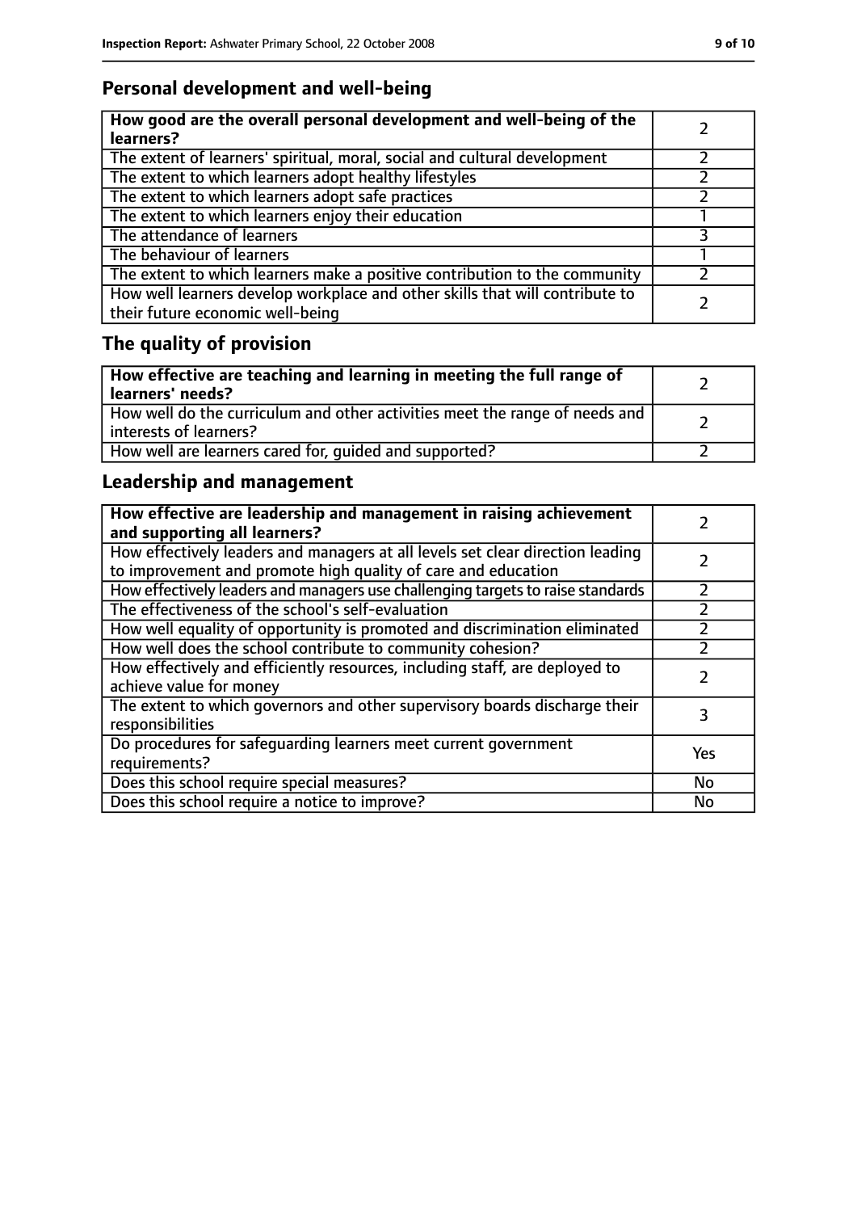## Personal development and well-being

| **How good are the overall personal development and well-being of the learners?** | 2 |
|---|---|
| The extent of learners' spiritual, moral, social and cultural development | 2 |
| The extent to which learners adopt healthy lifestyles | 2 |
| The extent to which learners adopt safe practices | 2 |
| The extent to which learners enjoy their education | 1 |
| The attendance of learners | 3 |
| The behaviour of learners | 1 |
| The extent to which learners make a positive contribution to the community | 2 |
| How well learners develop workplace and other skills that will contribute to their future economic well-being | 2 |

## The quality of provision

| **How effective are teaching and learning in meeting the full range of learners' needs?** | 2 |
|---|---|
| How well do the curriculum and other activities meet the range of needs and interests of learners? | 2 |
| How well are learners cared for, guided and supported? | 2 |

## Leadership and management

| **How effective are leadership and management in raising achievement and supporting all learners?** | 2 |
|---|---|
| How effectively leaders and managers at all levels set clear direction leading to improvement and promote high quality of care and education | 2 |
| How effectively leaders and managers use challenging targets to raise standards | 2 |
| The effectiveness of the school's self-evaluation | 2 |
| How well equality of opportunity is promoted and discrimination eliminated | 2 |
| How well does the school contribute to community cohesion? | 2 |
| How effectively and efficiently resources, including staff, are deployed to achieve value for money | 2 |
| The extent to which governors and other supervisory boards discharge their responsibilities | 3 |
| Do procedures for safeguarding learners meet current government requirements? | Yes |
| Does this school require special measures? | No |
| Does this school require a notice to improve? | No |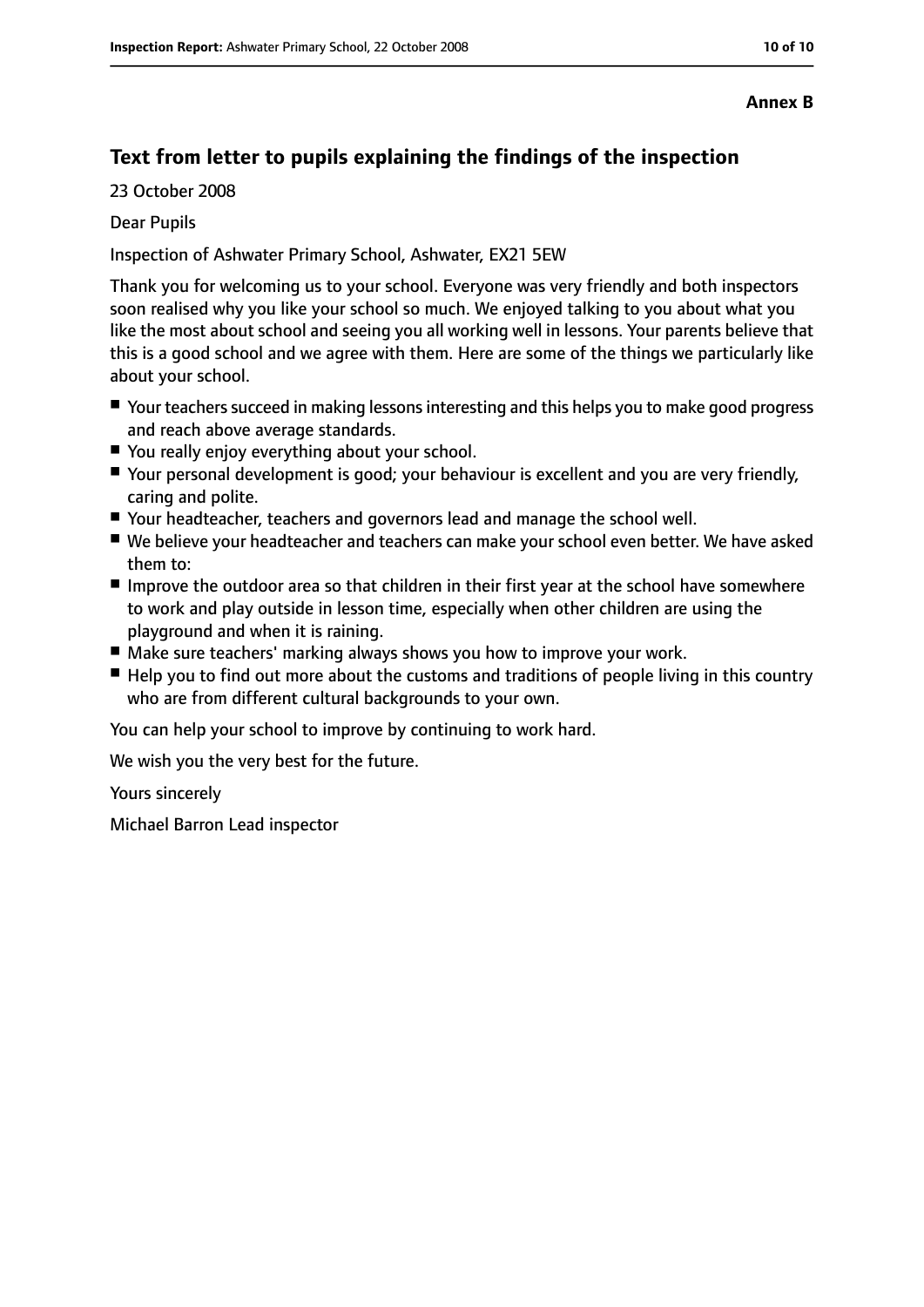**Annex B**

## Text from letter to pupils explaining the findings of the inspection

23 October 2008

Dear Pupils

Inspection of Ashwater Primary School, Ashwater, EX21 5EW

Thank you for welcoming us to your school. Everyone was very friendly and both inspectors soon realised why you like your school so much. We enjoyed talking to you about what you like the most about school and seeing you all working well in lessons. Your parents believe that this is a good school and we agree with them. Here are some of the things we particularly like about your school.

- Your teachers succeed in making lessons interesting and this helps you to make good progress and reach above average standards.
- You really enjoy everything about your school.
- Your personal development is good; your behaviour is excellent and you are very friendly, caring and polite.
- Your headteacher, teachers and governors lead and manage the school well.
- We believe your headteacher and teachers can make your school even better. We have asked them to:
- Improve the outdoor area so that children in their first year at the school have somewhere to work and play outside in lesson time, especially when other children are using the playground and when it is raining.
- Make sure teachers' marking always shows you how to improve your work.
- Help you to find out more about the customs and traditions of people living in this country who are from different cultural backgrounds to your own.

You can help your school to improve by continuing to work hard.

We wish you the very best for the future.

Yours sincerely

Michael Barron Lead inspector